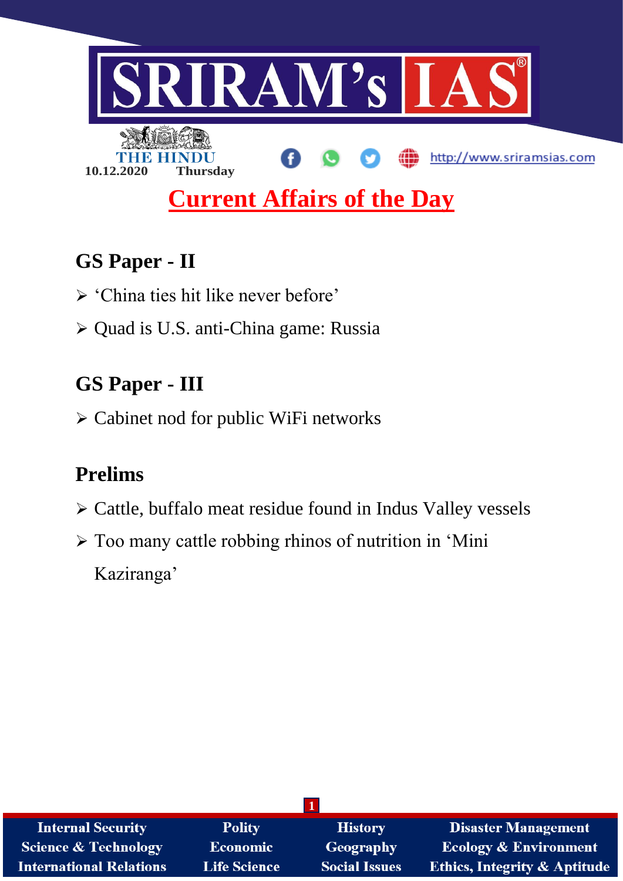SRIRAM's IAS

THE HINDU

10.12.2020 Thursday

http://www.sriramsias.com

# Current Affairs of the Day

## GS Paper - II

- ‘China ties hit like never before’
- Quad is U.S. anti-China game: Russia

## GS Paper - III

- Cabinet nod for public WiFi networks

## Prelims

- Cattle, buffalo meat residue found in Indus Valley vessels
- Too many cattle robbing rhinos of nutrition in ‘Mini Kaziranga’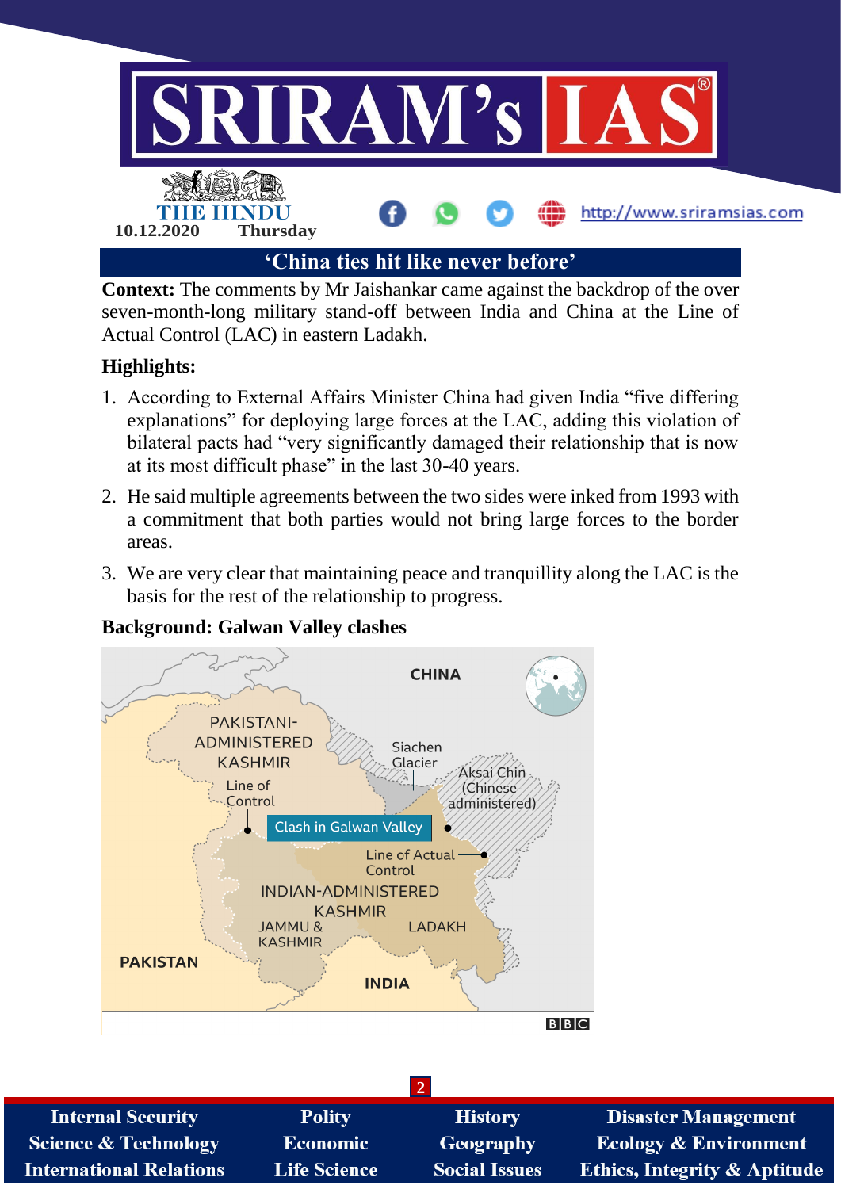## 'China ties hit like never before'

**Context:** The comments by Mr Jaishankar came against the backdrop of the over seven-month-long military stand-off between India and China at the Line of Actual Control (LAC) in eastern Ladakh.

**Highlights:**

1. According to External Affairs Minister China had given India "five differing explanations" for deploying large forces at the LAC, adding this violation of bilateral pacts had "very significantly damaged their relationship that is now at its most difficult phase" in the last 30-40 years.
2. He said multiple agreements between the two sides were inked from 1993 with a commitment that both parties would not bring large forces to the border areas.
3. We are very clear that maintaining peace and tranquillity along the LAC is the basis for the rest of the relationship to progress.

**Background: Galwan Valley clashes**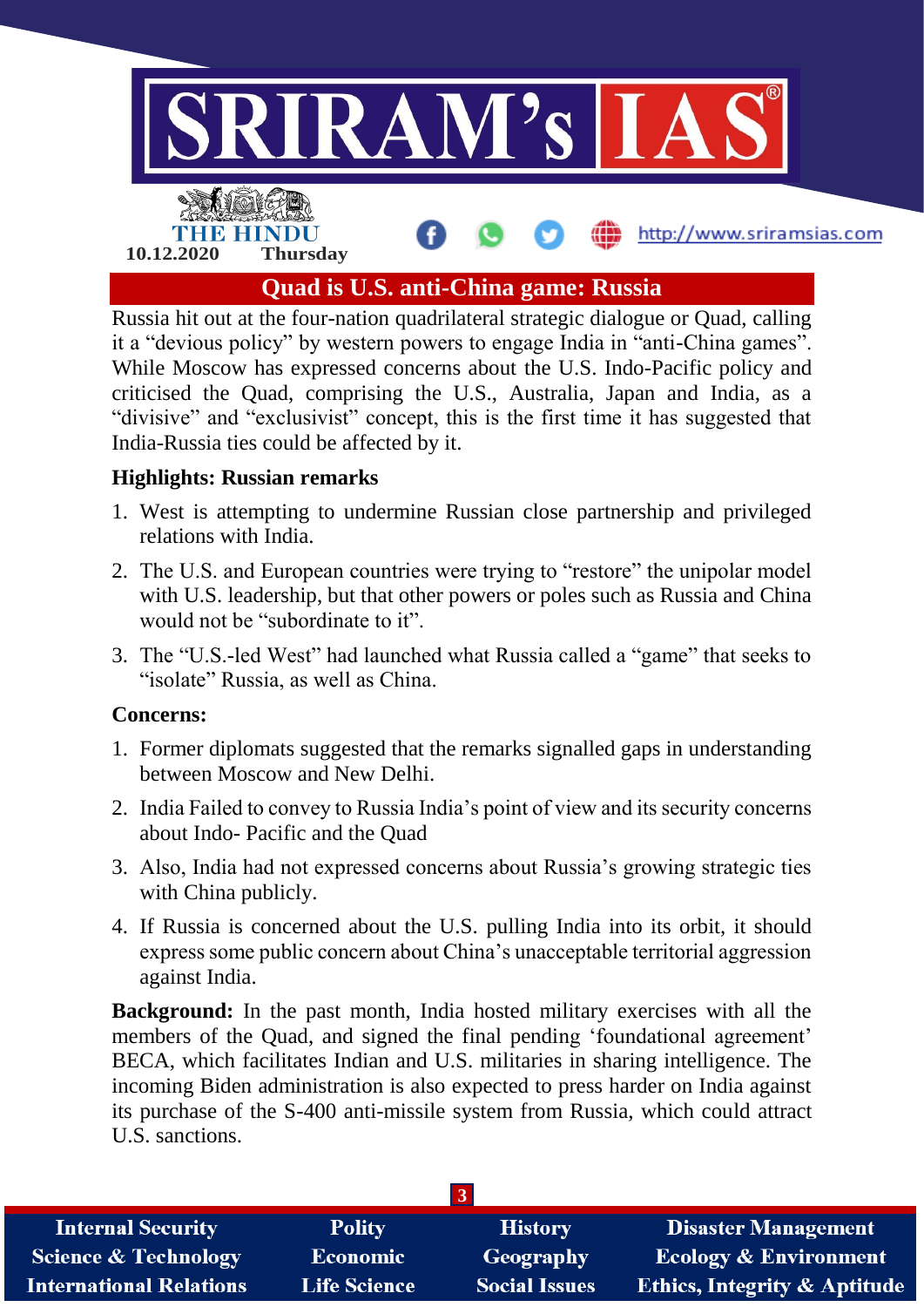# Quad is U.S. anti-China game: Russia

Russia hit out at the four-nation quadrilateral strategic dialogue or Quad, calling it a "devious policy" by western powers to engage India in "anti-China games". While Moscow has expressed concerns about the U.S. Indo-Pacific policy and criticised the Quad, comprising the U.S., Australia, Japan and India, as a "divisive" and "exclusivist" concept, this is the first time it has suggested that India-Russia ties could be affected by it.

**Highlights: Russian remarks**

1. West is attempting to undermine Russian close partnership and privileged relations with India.
2. The U.S. and European countries were trying to "restore" the unipolar model with U.S. leadership, but that other powers or poles such as Russia and China would not be "subordinate to it".
3. The "U.S.-led West" had launched what Russia called a "game" that seeks to "isolate" Russia, as well as China.

**Concerns:**

1. Former diplomats suggested that the remarks signalled gaps in understanding between Moscow and New Delhi.
2. India Failed to convey to Russia India's point of view and its security concerns about Indo- Pacific and the Quad
3. Also, India had not expressed concerns about Russia's growing strategic ties with China publicly.
4. If Russia is concerned about the U.S. pulling India into its orbit, it should express some public concern about China's unacceptable territorial aggression against India.

**Background:** In the past month, India hosted military exercises with all the members of the Quad, and signed the final pending 'foundational agreement' BECA, which facilitates Indian and U.S. militaries in sharing intelligence. The incoming Biden administration is also expected to press harder on India against its purchase of the S-400 anti-missile system from Russia, which could attract U.S. sanctions.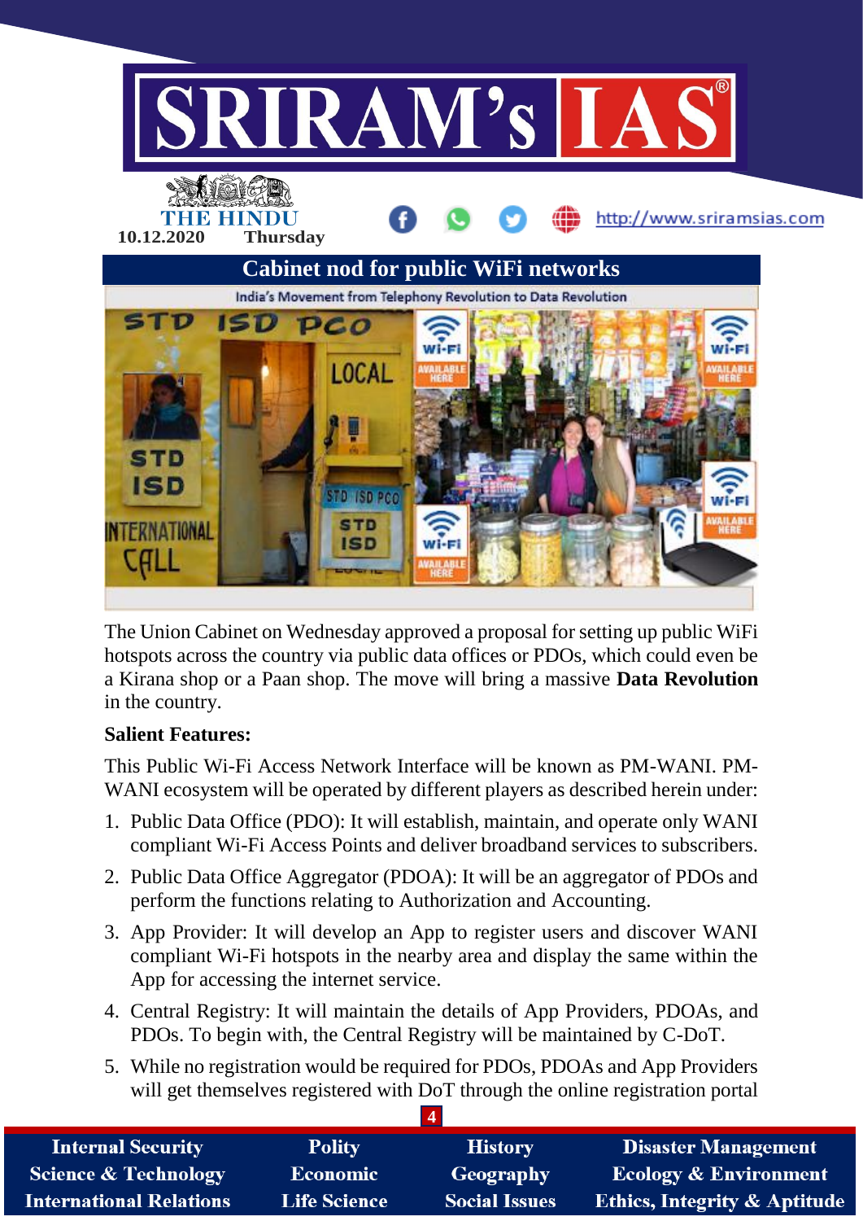## Cabinet nod for public WiFi networks

The Union Cabinet on Wednesday approved a proposal for setting up public WiFi hotspots across the country via public data offices or PDOs, which could even be a Kirana shop or a Paan shop. The move will bring a massive **Data Revolution** in the country.

**Salient Features:**

This Public Wi-Fi Access Network Interface will be known as PM-WANI. PM-WANI ecosystem will be operated by different players as described herein under:

1. Public Data Office (PDO): It will establish, maintain, and operate only WANI compliant Wi-Fi Access Points and deliver broadband services to subscribers.
2. Public Data Office Aggregator (PDOA): It will be an aggregator of PDOs and perform the functions relating to Authorization and Accounting.
3. App Provider: It will develop an App to register users and discover WANI compliant Wi-Fi hotspots in the nearby area and display the same within the App for accessing the internet service.
4. Central Registry: It will maintain the details of App Providers, PDOAs, and PDOs. To begin with, the Central Registry will be maintained by C-DoT.
5. While no registration would be required for PDOs, PDOAs and App Providers will get themselves registered with DoT through the online registration portal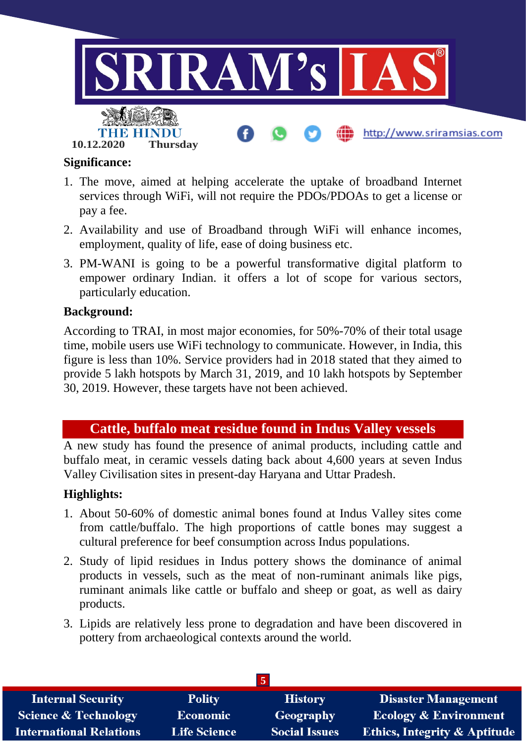**Significance:**

1. The move, aimed at helping accelerate the uptake of broadband Internet services through WiFi, will not require the PDOs/PDOAs to get a license or pay a fee.
2. Availability and use of Broadband through WiFi will enhance incomes, employment, quality of life, ease of doing business etc.
3. PM-WANI is going to be a powerful transformative digital platform to empower ordinary Indian. it offers a lot of scope for various sectors, particularly education.

**Background:**

According to TRAI, in most major economies, for 50%-70% of their total usage time, mobile users use WiFi technology to communicate. However, in India, this figure is less than 10%. Service providers had in 2018 stated that they aimed to provide 5 lakh hotspots by March 31, 2019, and 10 lakh hotspots by September 30, 2019. However, these targets have not been achieved.

## Cattle, buffalo meat residue found in Indus Valley vessels

A new study has found the presence of animal products, including cattle and buffalo meat, in ceramic vessels dating back about 4,600 years at seven Indus Valley Civilisation sites in present-day Haryana and Uttar Pradesh.

**Highlights:**

1. About 50-60% of domestic animal bones found at Indus Valley sites come from cattle/buffalo. The high proportions of cattle bones may suggest a cultural preference for beef consumption across Indus populations.
2. Study of lipid residues in Indus pottery shows the dominance of animal products in vessels, such as the meat of non-ruminant animals like pigs, ruminant animals like cattle or buffalo and sheep or goat, as well as dairy products.
3. Lipids are relatively less prone to degradation and have been discovered in pottery from archaeological contexts around the world.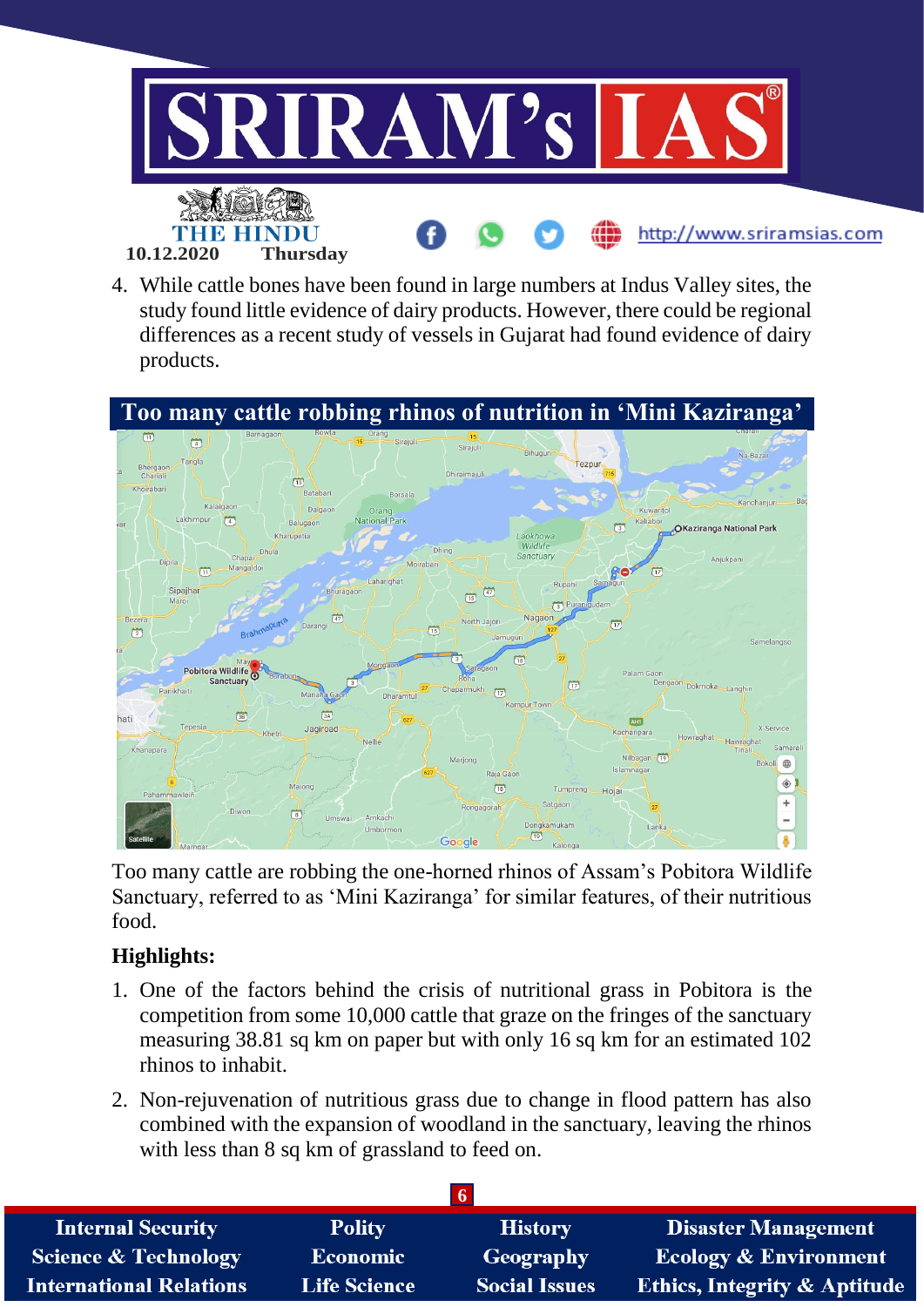4. While cattle bones have been found in large numbers at Indus Valley sites, the study found little evidence of dairy products. However, there could be regional differences as a recent study of vessels in Gujarat had found evidence of dairy products.

## Too many cattle robbing rhinos of nutrition in 'Mini Kaziranga'

Too many cattle are robbing the one-horned rhinos of Assam's Pobitora Wildlife Sanctuary, referred to as 'Mini Kaziranga' for similar features, of their nutritious food.

**Highlights:**

1. One of the factors behind the crisis of nutritional grass in Pobitora is the competition from some 10,000 cattle that graze on the fringes of the sanctuary measuring 38.81 sq km on paper but with only 16 sq km for an estimated 102 rhinos to inhabit.
2. Non-rejuvenation of nutritious grass due to change in flood pattern has also combined with the expansion of woodland in the sanctuary, leaving the rhinos with less than 8 sq km of grassland to feed on.